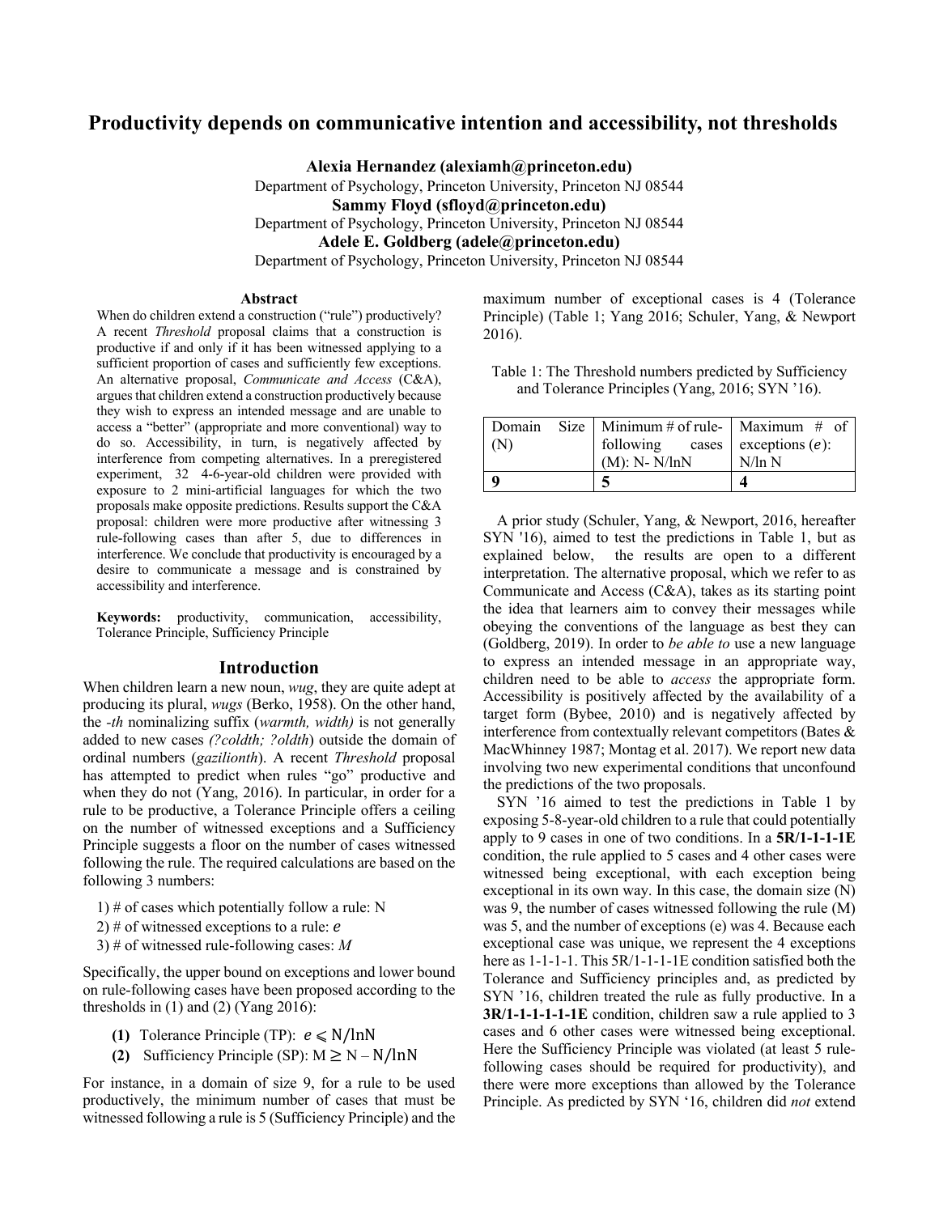# Productivity depends on communicative intention and accessibility, not thresholds

**Alexia Hernandez (alexiamh@princeton.edu)**
Department of Psychology, Princeton University, Princeton NJ 08544
**Sammy Floyd (sfloyd@princeton.edu)**
Department of Psychology, Princeton University, Princeton NJ 08544
**Adele E. Goldberg (adele@princeton.edu)**
Department of Psychology, Princeton University, Princeton NJ 08544

### Abstract

When do children extend a construction ("rule") productively? A recent *Threshold* proposal claims that a construction is productive if and only if it has been witnessed applying to a sufficient proportion of cases and sufficiently few exceptions. An alternative proposal, *Communicate and Access* (C&A), argues that children extend a construction productively because they wish to express an intended message and are unable to access a "better" (appropriate and more conventional) way to do so. Accessibility, in turn, is negatively affected by interference from competing alternatives. In a preregistered experiment, 32 4-6-year-old children were provided with exposure to 2 mini-artificial languages for which the two proposals make opposite predictions. Results support the C&A proposal: children were more productive after witnessing 3 rule-following cases than after 5, due to differences in interference. We conclude that productivity is encouraged by a desire to communicate a message and is constrained by accessibility and interference.

**Keywords:** productivity, communication, accessibility, Tolerance Principle, Sufficiency Principle

## Introduction

When children learn a new noun, *wug*, they are quite adept at producing its plural, *wugs* (Berko, 1958). On the other hand, the *-th* nominalizing suffix (*warmth, width)* is not generally added to new cases *(?coldth; ?oldth*) outside the domain of ordinal numbers (*gazilionth*). A recent *Threshold* proposal has attempted to predict when rules "go" productive and when they do not (Yang, 2016). In particular, in order for a rule to be productive, a Tolerance Principle offers a ceiling on the number of witnessed exceptions and a Sufficiency Principle suggests a floor on the number of cases witnessed following the rule. The required calculations are based on the following 3 numbers:

1) # of cases which potentially follow a rule: N
2) # of witnessed exceptions to a rule: $e$
3) # of witnessed rule-following cases: *M*

Specifically, the upper bound on exceptions and lower bound on rule-following cases have been proposed according to the thresholds in (1) and (2) (Yang 2016):

**(1)** Tolerance Principle (TP): $e \leqslant N/\ln N$
**(2)** Sufficiency Principle (SP): $M \geq N - N/\ln N$

For instance, in a domain of size 9, for a rule to be used productively, the minimum number of cases that must be witnessed following a rule is 5 (Sufficiency Principle) and the maximum number of exceptional cases is 4 (Tolerance Principle) (Table 1; Yang 2016; Schuler, Yang, & Newport 2016).

Table 1: The Threshold numbers predicted by Sufficiency and Tolerance Principles (Yang, 2016; SYN '16).

| Domain Size (N) | Minimum # of rule-following cases (M): N- N/lnN | Maximum # of exceptions ($e$): N/ln N |
|---|---|---|
| **9** | **5** | **4** |

A prior study (Schuler, Yang, & Newport, 2016, hereafter SYN '16), aimed to test the predictions in Table 1, but as explained below, the results are open to a different interpretation. The alternative proposal, which we refer to as Communicate and Access (C&A), takes as its starting point the idea that learners aim to convey their messages while obeying the conventions of the language as best they can (Goldberg, 2019). In order to *be able to* use a new language to express an intended message in an appropriate way, children need to be able to *access* the appropriate form. Accessibility is positively affected by the availability of a target form (Bybee, 2010) and is negatively affected by interference from contextually relevant competitors (Bates & MacWhinney 1987; Montag et al. 2017). We report new data involving two new experimental conditions that unconfound the predictions of the two proposals.

SYN '16 aimed to test the predictions in Table 1 by exposing 5-8-year-old children to a rule that could potentially apply to 9 cases in one of two conditions. In a **5R/1-1-1-1E** condition, the rule applied to 5 cases and 4 other cases were witnessed being exceptional, with each exception being exceptional in its own way. In this case, the domain size (N) was 9, the number of cases witnessed following the rule (M) was 5, and the number of exceptions (e) was 4. Because each exceptional case was unique, we represent the 4 exceptions here as 1-1-1-1. This 5R/1-1-1-1E condition satisfied both the Tolerance and Sufficiency principles and, as predicted by SYN '16, children treated the rule as fully productive. In a **3R/1-1-1-1-1-1E** condition, children saw a rule applied to 3 cases and 6 other cases were witnessed being exceptional. Here the Sufficiency Principle was violated (at least 5 rule-following cases should be required for productivity), and there were more exceptions than allowed by the Tolerance Principle. As predicted by SYN '16, children did *not* extend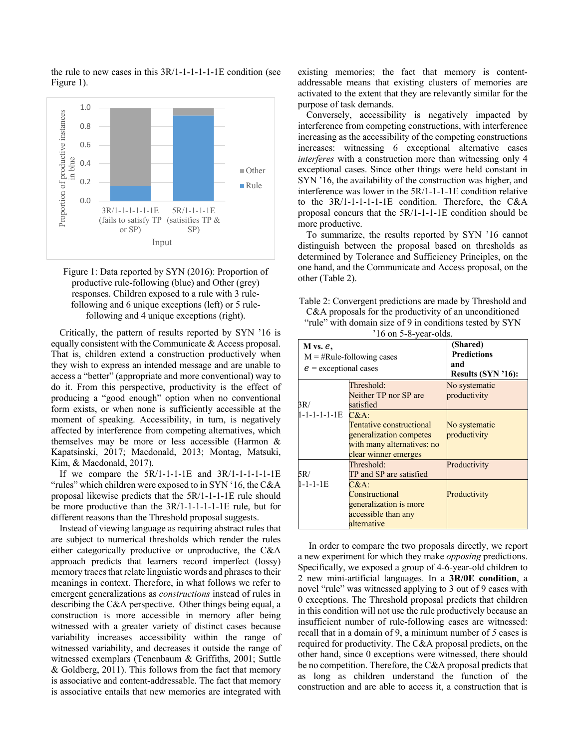the rule to new cases in this 3R/1-1-1-1-1-1E condition (see Figure 1).

Figure 1: Data reported by SYN (2016): Proportion of productive rule-following (blue) and Other (grey) responses. Children exposed to a rule with 3 rule-following and 6 unique exceptions (left) or 5 rule-following and 4 unique exceptions (right).

Critically, the pattern of results reported by SYN '16 is equally consistent with the Communicate & Access proposal. That is, children extend a construction productively when they wish to express an intended message and are unable to access a "better" (appropriate and more conventional) way to do it. From this perspective, productivity is the effect of producing a "good enough" option when no conventional form exists, or when none is sufficiently accessible at the moment of speaking. Accessibility, in turn, is negatively affected by interference from competing alternatives, which themselves may be more or less accessible (Harmon & Kapatsinski, 2017; Macdonald, 2013; Montag, Matsuki, Kim, & Macdonald, 2017).

If we compare the 5R/1-1-1-1E and 3R/1-1-1-1-1-1E "rules" which children were exposed to in SYN '16, the C&A proposal likewise predicts that the 5R/1-1-1-1E rule should be more productive than the 3R/1-1-1-1-1-1E rule, but for different reasons than the Threshold proposal suggests.

Instead of viewing language as requiring abstract rules that are subject to numerical thresholds which render the rules either categorically productive or unproductive, the C&A approach predicts that learners record imperfect (lossy) memory traces that relate linguistic words and phrases to their meanings in context. Therefore, in what follows we refer to emergent generalizations as *constructions* instead of rules in describing the C&A perspective. Other things being equal, a construction is more accessible in memory after being witnessed with a greater variety of distinct cases because variability increases accessibility within the range of witnessed variability, and decreases it outside the range of witnessed exemplars (Tenenbaum & Griffiths, 2001; Suttle & Goldberg, 2011). This follows from the fact that memory is associative and content-addressable. The fact that memory is associative entails that new memories are integrated with existing memories; the fact that memory is content-addressable means that existing clusters of memories are activated to the extent that they are relevantly similar for the purpose of task demands.

Conversely, accessibility is negatively impacted by interference from competing constructions, with interference increasing as the accessibility of the competing constructions increases: witnessing 6 exceptional alternative cases *interferes* with a construction more than witnessing only 4 exceptional cases. Since other things were held constant in SYN '16, the availability of the construction was higher, and interference was lower in the 5R/1-1-1-1E condition relative to the 3R/1-1-1-1-1-1E condition. Therefore, the C&A proposal concurs that the 5R/1-1-1-1E condition should be more productive.

To summarize, the results reported by SYN '16 cannot distinguish between the proposal based on thresholds as determined by Tolerance and Sufficiency Principles, on the one hand, and the Communicate and Access proposal, on the other (Table 2).

Table 2: Convergent predictions are made by Threshold and C&A proposals for the productivity of an unconditioned "rule" with domain size of 9 in conditions tested by SYN '16 on 5-8-year-olds.

| **M vs. $e$,** M = #Rule-following cases $e$ = exceptional cases | | **(Shared) Predictions and Results (SYN '16):** |
|---|---|---|
| 3R/ 1-1-1-1-1-1E | Threshold: Neither TP nor SP are satisfied | No systematic productivity |
| | C&A: Tentative constructional generalization competes with many alternatives: no clear winner emerges | No systematic productivity |
| 5R/ 1-1-1-1E | Threshold: TP and SP are satisfied | Productivity |
| | C&A: Constructional generalization is more accessible than any alternative | Productivity |

In order to compare the two proposals directly, we report a new experiment for which they make *opposing* predictions. Specifically, we exposed a group of 4-6-year-old children to 2 new mini-artificial languages. In a **3R/0E condition**, a novel "rule" was witnessed applying to 3 out of 9 cases with 0 exceptions. The Threshold proposal predicts that children in this condition will not use the rule productively because an insufficient number of rule-following cases are witnessed: recall that in a domain of 9, a minimum number of *5* cases is required for productivity. The C&A proposal predicts, on the other hand, since 0 exceptions were witnessed, there should be no competition. Therefore, the C&A proposal predicts that as long as children understand the function of the construction and are able to access it, a construction that is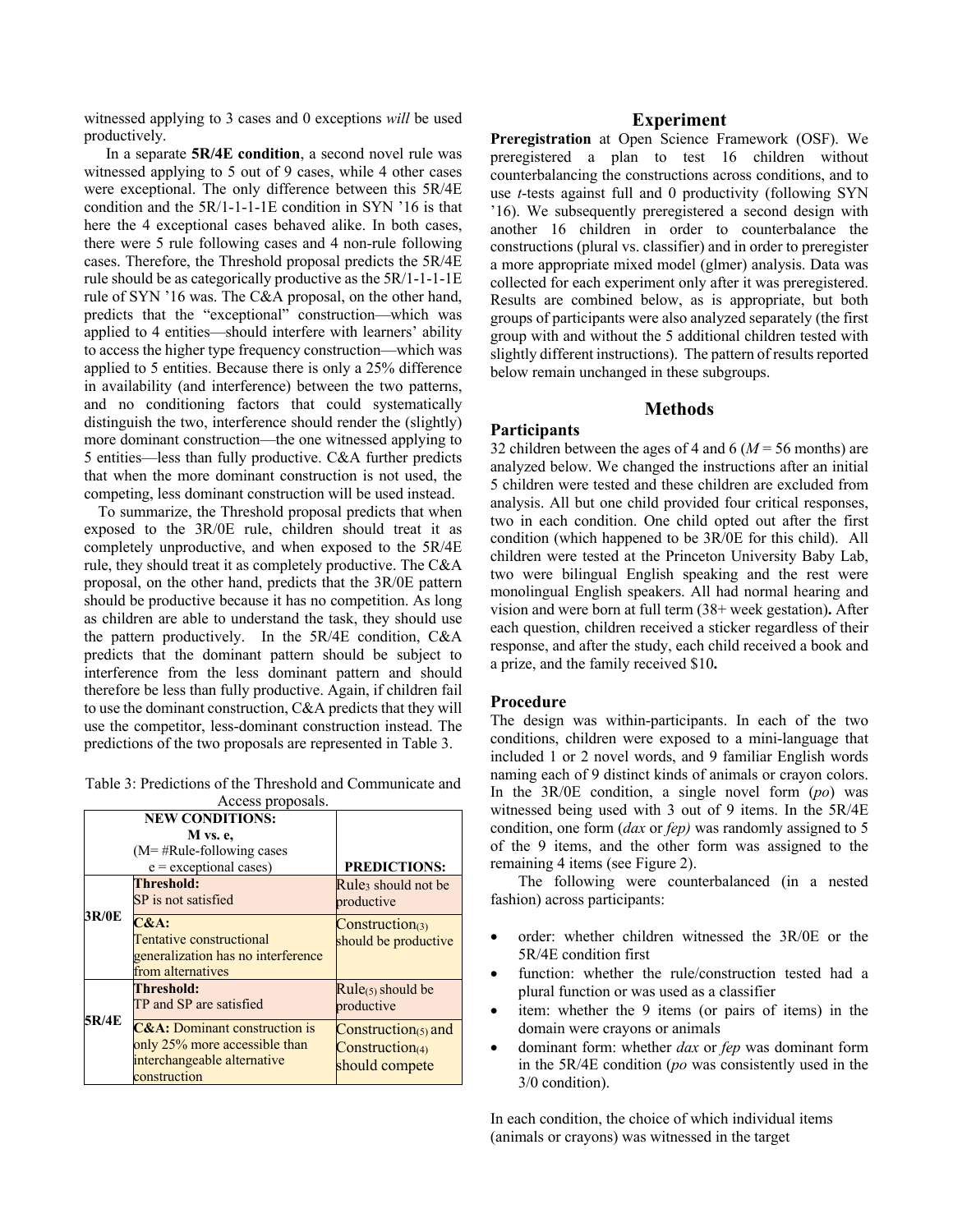witnessed applying to 3 cases and 0 exceptions *will* be used productively.

In a separate **5R/4E condition**, a second novel rule was witnessed applying to 5 out of 9 cases, while 4 other cases were exceptional. The only difference between this 5R/4E condition and the 5R/1-1-1-1E condition in SYN '16 is that here the 4 exceptional cases behaved alike. In both cases, there were 5 rule following cases and 4 non-rule following cases. Therefore, the Threshold proposal predicts the 5R/4E rule should be as categorically productive as the 5R/1-1-1-1E rule of SYN '16 was. The C&A proposal, on the other hand, predicts that the "exceptional" construction—which was applied to 4 entities—should interfere with learners' ability to access the higher type frequency construction—which was applied to 5 entities. Because there is only a 25% difference in availability (and interference) between the two patterns, and no conditioning factors that could systematically distinguish the two, interference should render the (slightly) more dominant construction—the one witnessed applying to 5 entities—less than fully productive. C&A further predicts that when the more dominant construction is not used, the competing, less dominant construction will be used instead.

To summarize, the Threshold proposal predicts that when exposed to the 3R/0E rule, children should treat it as completely unproductive, and when exposed to the 5R/4E rule, they should treat it as completely productive. The C&A proposal, on the other hand, predicts that the 3R/0E pattern should be productive because it has no competition. As long as children are able to understand the task, they should use the pattern productively. In the 5R/4E condition, C&A predicts that the dominant pattern should be subject to interference from the less dominant pattern and should therefore be less than fully productive. Again, if children fail to use the dominant construction, C&A predicts that they will use the competitor, less-dominant construction instead. The predictions of the two proposals are represented in Table 3.

Table 3: Predictions of the Threshold and Communicate and Access proposals.

| NEW CONDITIONS: M vs. e, (M= #Rule-following cases e = exceptional cases) | | PREDICTIONS: |
|---|---|---|
| 3R/0E | **Threshold:** SP is not satisfied | $Rule_3$ should not be productive |
| | **C&A:** Tentative constructional generalization has no interference from alternatives | $Construction_{(3)}$ should be productive |
| 5R/4E | **Threshold:** TP and SP are satisfied | $Rule_{(5)}$ should be productive |
| | **C&A:** Dominant construction is only 25% more accessible than interchangeable alternative construction | $Construction_{(5)}$ and $Construction_{(4)}$ should compete |

## Experiment

**Preregistration** at Open Science Framework (OSF). We preregistered a plan to test 16 children without counterbalancing the constructions across conditions, and to use *t*-tests against full and 0 productivity (following SYN '16). We subsequently preregistered a second design with another 16 children in order to counterbalance the constructions (plural vs. classifier) and in order to preregister a more appropriate mixed model (glmer) analysis. Data was collected for each experiment only after it was preregistered. Results are combined below, as is appropriate, but both groups of participants were also analyzed separately (the first group with and without the 5 additional children tested with slightly different instructions). The pattern of results reported below remain unchanged in these subgroups.

## Methods

### Participants

32 children between the ages of 4 and 6 (*M* = 56 months) are analyzed below. We changed the instructions after an initial 5 children were tested and these children are excluded from analysis. All but one child provided four critical responses, two in each condition. One child opted out after the first condition (which happened to be 3R/0E for this child). All children were tested at the Princeton University Baby Lab, two were bilingual English speaking and the rest were monolingual English speakers. All had normal hearing and vision and were born at full term (38+ week gestation)**.** After each question, children received a sticker regardless of their response, and after the study, each child received a book and a prize, and the family received $10**.**

### Procedure

The design was within-participants. In each of the two conditions, children were exposed to a mini-language that included 1 or 2 novel words, and 9 familiar English words naming each of 9 distinct kinds of animals or crayon colors. In the 3R/0E condition, a single novel form (*po*) was witnessed being used with 3 out of 9 items. In the 5R/4E condition, one form (*dax* or *fep)* was randomly assigned to 5 of the 9 items, and the other form was assigned to the remaining 4 items (see Figure 2).

The following were counterbalanced (in a nested fashion) across participants:

- order: whether children witnessed the 3R/0E or the 5R/4E condition first
- function: whether the rule/construction tested had a plural function or was used as a classifier
- item: whether the 9 items (or pairs of items) in the domain were crayons or animals
- dominant form: whether *dax* or *fep* was dominant form in the 5R/4E condition (*po* was consistently used in the 3/0 condition).

In each condition, the choice of which individual items (animals or crayons) was witnessed in the target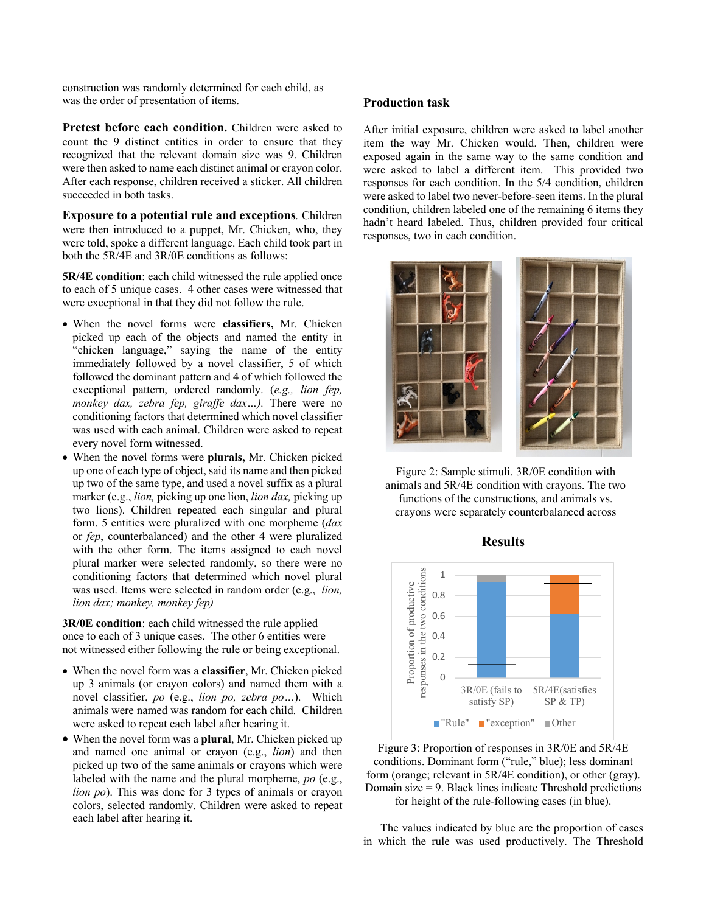construction was randomly determined for each child, as was the order of presentation of items.

**Pretest before each condition.** Children were asked to count the 9 distinct entities in order to ensure that they recognized that the relevant domain size was 9. Children were then asked to name each distinct animal or crayon color. After each response, children received a sticker. All children succeeded in both tasks.

**Exposure to a potential rule and exceptions***.* Children were then introduced to a puppet, Mr. Chicken, who, they were told, spoke a different language. Each child took part in both the 5R/4E and 3R/0E conditions as follows:

**5R/4E condition**: each child witnessed the rule applied once to each of 5 unique cases. 4 other cases were witnessed that were exceptional in that they did not follow the rule.

- When the novel forms were **classifiers,** Mr. Chicken picked up each of the objects and named the entity in "chicken language," saying the name of the entity immediately followed by a novel classifier, 5 of which followed the dominant pattern and 4 of which followed the exceptional pattern, ordered randomly. (*e.g., lion fep, monkey dax, zebra fep, giraffe dax…).* There were no conditioning factors that determined which novel classifier was used with each animal. Children were asked to repeat every novel form witnessed.
- When the novel forms were **plurals,** Mr. Chicken picked up one of each type of object, said its name and then picked up two of the same type, and used a novel suffix as a plural marker (e.g., *lion,* picking up one lion, *lion dax,* picking up two lions). Children repeated each singular and plural form. 5 entities were pluralized with one morpheme (*dax* or *fep*, counterbalanced) and the other 4 were pluralized with the other form. The items assigned to each novel plural marker were selected randomly, so there were no conditioning factors that determined which novel plural was used. Items were selected in random order (e.g., *lion, lion dax; monkey, monkey fep)*

**3R/0E condition**: each child witnessed the rule applied once to each of 3 unique cases. The other 6 entities were not witnessed either following the rule or being exceptional.

- When the novel form was a **classifier**, Mr. Chicken picked up 3 animals (or crayon colors) and named them with a novel classifier, *po* (e.g., *lion po, zebra po…*). Which animals were named was random for each child. Children were asked to repeat each label after hearing it.
- When the novel form was a **plural**, Mr. Chicken picked up and named one animal or crayon (e.g., *lion*) and then picked up two of the same animals or crayons which were labeled with the name and the plural morpheme, *po* (e.g., *lion po*). This was done for 3 types of animals or crayon colors, selected randomly. Children were asked to repeat each label after hearing it.

### Production task

After initial exposure, children were asked to label another item the way Mr. Chicken would. Then, children were exposed again in the same way to the same condition and were asked to label a different item. This provided two responses for each condition. In the 5/4 condition, children were asked to label two never-before-seen items. In the plural condition, children labeled one of the remaining 6 items they hadn't heard labeled. Thus, children provided four critical responses, two in each condition.

Figure 2: Sample stimuli. 3R/0E condition with animals and 5R/4E condition with crayons. The two functions of the constructions, and animals vs. crayons were separately counterbalanced across

## Results

Figure 3: Proportion of responses in 3R/0E and 5R/4E conditions. Dominant form ("rule," blue); less dominant form (orange; relevant in 5R/4E condition), or other (gray). Domain size = 9. Black lines indicate Threshold predictions for height of the rule-following cases (in blue).

The values indicated by blue are the proportion of cases in which the rule was used productively. The Threshold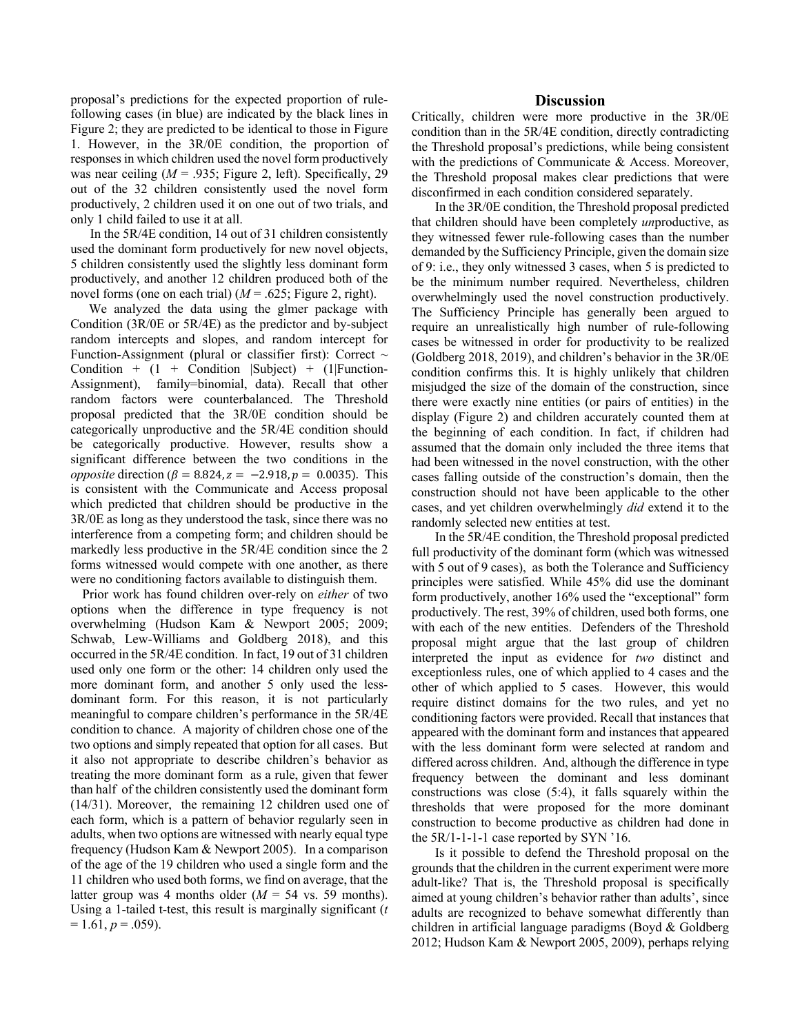proposal's predictions for the expected proportion of rule-following cases (in blue) are indicated by the black lines in Figure 2; they are predicted to be identical to those in Figure 1. However, in the 3R/0E condition, the proportion of responses in which children used the novel form productively was near ceiling ($M$ = .935; Figure 2, left). Specifically, 29 out of the 32 children consistently used the novel form productively, 2 children used it on one out of two trials, and only 1 child failed to use it at all.

In the 5R/4E condition, 14 out of 31 children consistently used the dominant form productively for new novel objects, 5 children consistently used the slightly less dominant form productively, and another 12 children produced both of the novel forms (one on each trial) ($M$ = .625; Figure 2, right).

We analyzed the data using the glmer package with Condition (3R/0E or 5R/4E) as the predictor and by-subject random intercepts and slopes, and random intercept for Function-Assignment (plural or classifier first): Correct ~ Condition + (1 + Condition |Subject) + (1|Function-Assignment), family=binomial, data). Recall that other random factors were counterbalanced. The Threshold proposal predicted that the 3R/0E condition should be categorically unproductive and the 5R/4E condition should be categorically productive. However, results show a significant difference between the two conditions in the *opposite* direction ($\beta = 8.824, z = -2.918, p = 0.0035$). This is consistent with the Communicate and Access proposal which predicted that children should be productive in the 3R/0E as long as they understood the task, since there was no interference from a competing form; and children should be markedly less productive in the 5R/4E condition since the 2 forms witnessed would compete with one another, as there were no conditioning factors available to distinguish them.

Prior work has found children over-rely on *either* of two options when the difference in type frequency is not overwhelming (Hudson Kam & Newport 2005; 2009; Schwab, Lew-Williams and Goldberg 2018), and this occurred in the 5R/4E condition. In fact, 19 out of 31 children used only one form or the other: 14 children only used the more dominant form, and another 5 only used the less-dominant form. For this reason, it is not particularly meaningful to compare children's performance in the 5R/4E condition to chance. A majority of children chose one of the two options and simply repeated that option for all cases. But it also not appropriate to describe children's behavior as treating the more dominant form as a rule, given that fewer than half of the children consistently used the dominant form (14/31). Moreover, the remaining 12 children used one of each form, which is a pattern of behavior regularly seen in adults, when two options are witnessed with nearly equal type frequency (Hudson Kam & Newport 2005). In a comparison of the age of the 19 children who used a single form and the 11 children who used both forms, we find on average, that the latter group was 4 months older ($M$ = 54 vs. 59 months). Using a 1-tailed t-test, this result is marginally significant ($t$ = 1.61, $p$ = .059).

## Discussion

Critically, children were more productive in the 3R/0E condition than in the 5R/4E condition, directly contradicting the Threshold proposal's predictions, while being consistent with the predictions of Communicate & Access. Moreover, the Threshold proposal makes clear predictions that were disconfirmed in each condition considered separately.

In the 3R/0E condition, the Threshold proposal predicted that children should have been completely *un*productive, as they witnessed fewer rule-following cases than the number demanded by the Sufficiency Principle, given the domain size of 9: i.e., they only witnessed 3 cases, when 5 is predicted to be the minimum number required. Nevertheless, children overwhelmingly used the novel construction productively. The Sufficiency Principle has generally been argued to require an unrealistically high number of rule-following cases be witnessed in order for productivity to be realized (Goldberg 2018, 2019), and children's behavior in the 3R/0E condition confirms this. It is highly unlikely that children misjudged the size of the domain of the construction, since there were exactly nine entities (or pairs of entities) in the display (Figure 2) and children accurately counted them at the beginning of each condition. In fact, if children had assumed that the domain only included the three items that had been witnessed in the novel construction, with the other cases falling outside of the construction's domain, then the construction should not have been applicable to the other cases, and yet children overwhelmingly *did* extend it to the randomly selected new entities at test.

In the 5R/4E condition, the Threshold proposal predicted full productivity of the dominant form (which was witnessed with 5 out of 9 cases), as both the Tolerance and Sufficiency principles were satisfied. While 45% did use the dominant form productively, another 16% used the "exceptional" form productively. The rest, 39% of children, used both forms, one with each of the new entities. Defenders of the Threshold proposal might argue that the last group of children interpreted the input as evidence for *two* distinct and exceptionless rules, one of which applied to 4 cases and the other of which applied to 5 cases. However, this would require distinct domains for the two rules, and yet no conditioning factors were provided. Recall that instances that appeared with the dominant form and instances that appeared with the less dominant form were selected at random and differed across children. And, although the difference in type frequency between the dominant and less dominant constructions was close (5:4), it falls squarely within the thresholds that were proposed for the more dominant construction to become productive as children had done in the 5R/1-1-1-1 case reported by SYN '16.

Is it possible to defend the Threshold proposal on the grounds that the children in the current experiment were more adult-like? That is, the Threshold proposal is specifically aimed at young children's behavior rather than adults', since adults are recognized to behave somewhat differently than children in artificial language paradigms (Boyd & Goldberg 2012; Hudson Kam & Newport 2005, 2009), perhaps relying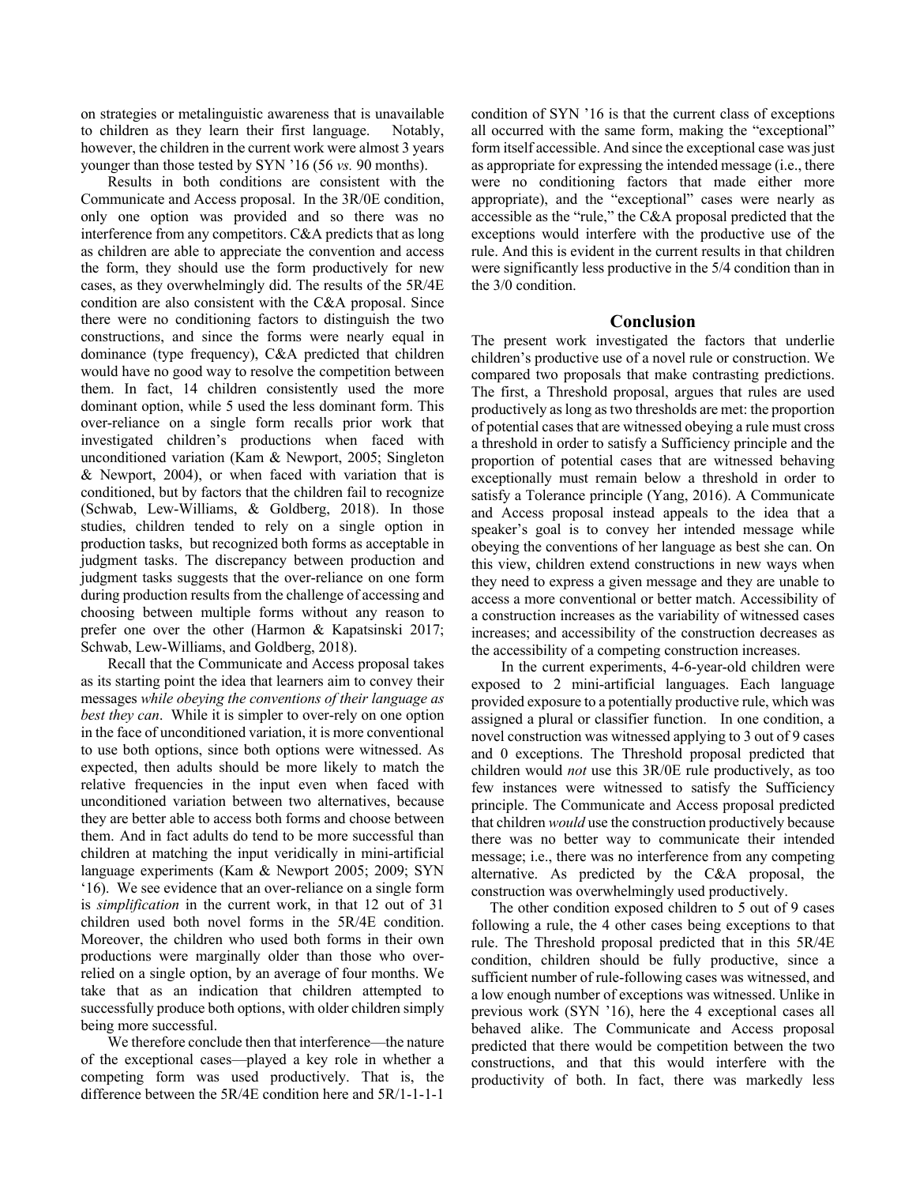on strategies or metalinguistic awareness that is unavailable to children as they learn their first language. Notably, however, the children in the current work were almost 3 years younger than those tested by SYN '16 (56 *vs.* 90 months).

Results in both conditions are consistent with the Communicate and Access proposal. In the 3R/0E condition, only one option was provided and so there was no interference from any competitors. C&A predicts that as long as children are able to appreciate the convention and access the form, they should use the form productively for new cases, as they overwhelmingly did. The results of the 5R/4E condition are also consistent with the C&A proposal. Since there were no conditioning factors to distinguish the two constructions, and since the forms were nearly equal in dominance (type frequency), C&A predicted that children would have no good way to resolve the competition between them. In fact, 14 children consistently used the more dominant option, while 5 used the less dominant form. This over-reliance on a single form recalls prior work that investigated children's productions when faced with unconditioned variation (Kam & Newport, 2005; Singleton & Newport, 2004), or when faced with variation that is conditioned, but by factors that the children fail to recognize (Schwab, Lew-Williams, & Goldberg, 2018). In those studies, children tended to rely on a single option in production tasks, but recognized both forms as acceptable in judgment tasks. The discrepancy between production and judgment tasks suggests that the over-reliance on one form during production results from the challenge of accessing and choosing between multiple forms without any reason to prefer one over the other (Harmon & Kapatsinski 2017; Schwab, Lew-Williams, and Goldberg, 2018).

Recall that the Communicate and Access proposal takes as its starting point the idea that learners aim to convey their messages *while obeying the conventions of their language as best they can*. While it is simpler to over-rely on one option in the face of unconditioned variation, it is more conventional to use both options, since both options were witnessed. As expected, then adults should be more likely to match the relative frequencies in the input even when faced with unconditioned variation between two alternatives, because they are better able to access both forms and choose between them. And in fact adults do tend to be more successful than children at matching the input veridically in mini-artificial language experiments (Kam & Newport 2005; 2009; SYN '16). We see evidence that an over-reliance on a single form is *simplification* in the current work, in that 12 out of 31 children used both novel forms in the 5R/4E condition. Moreover, the children who used both forms in their own productions were marginally older than those who over-relied on a single option, by an average of four months. We take that as an indication that children attempted to successfully produce both options, with older children simply being more successful.

We therefore conclude then that interference—the nature of the exceptional cases—played a key role in whether a competing form was used productively. That is, the difference between the 5R/4E condition here and 5R/1-1-1-1 condition of SYN '16 is that the current class of exceptions all occurred with the same form, making the "exceptional" form itself accessible. And since the exceptional case was just as appropriate for expressing the intended message (i.e., there were no conditioning factors that made either more appropriate), and the "exceptional" cases were nearly as accessible as the "rule," the C&A proposal predicted that the exceptions would interfere with the productive use of the rule. And this is evident in the current results in that children were significantly less productive in the 5/4 condition than in the 3/0 condition.

## Conclusion

The present work investigated the factors that underlie children's productive use of a novel rule or construction. We compared two proposals that make contrasting predictions. The first, a Threshold proposal, argues that rules are used productively as long as two thresholds are met: the proportion of potential cases that are witnessed obeying a rule must cross a threshold in order to satisfy a Sufficiency principle and the proportion of potential cases that are witnessed behaving exceptionally must remain below a threshold in order to satisfy a Tolerance principle (Yang, 2016). A Communicate and Access proposal instead appeals to the idea that a speaker's goal is to convey her intended message while obeying the conventions of her language as best she can. On this view, children extend constructions in new ways when they need to express a given message and they are unable to access a more conventional or better match. Accessibility of a construction increases as the variability of witnessed cases increases; and accessibility of the construction decreases as the accessibility of a competing construction increases.

In the current experiments, 4-6-year-old children were exposed to 2 mini-artificial languages. Each language provided exposure to a potentially productive rule, which was assigned a plural or classifier function. In one condition, a novel construction was witnessed applying to 3 out of 9 cases and 0 exceptions. The Threshold proposal predicted that children would *not* use this 3R/0E rule productively, as too few instances were witnessed to satisfy the Sufficiency principle. The Communicate and Access proposal predicted that children *would* use the construction productively because there was no better way to communicate their intended message; i.e., there was no interference from any competing alternative. As predicted by the C&A proposal, the construction was overwhelmingly used productively.

The other condition exposed children to 5 out of 9 cases following a rule, the 4 other cases being exceptions to that rule. The Threshold proposal predicted that in this 5R/4E condition, children should be fully productive, since a sufficient number of rule-following cases was witnessed, and a low enough number of exceptions was witnessed. Unlike in previous work (SYN '16), here the 4 exceptional cases all behaved alike. The Communicate and Access proposal predicted that there would be competition between the two constructions, and that this would interfere with the productivity of both. In fact, there was markedly less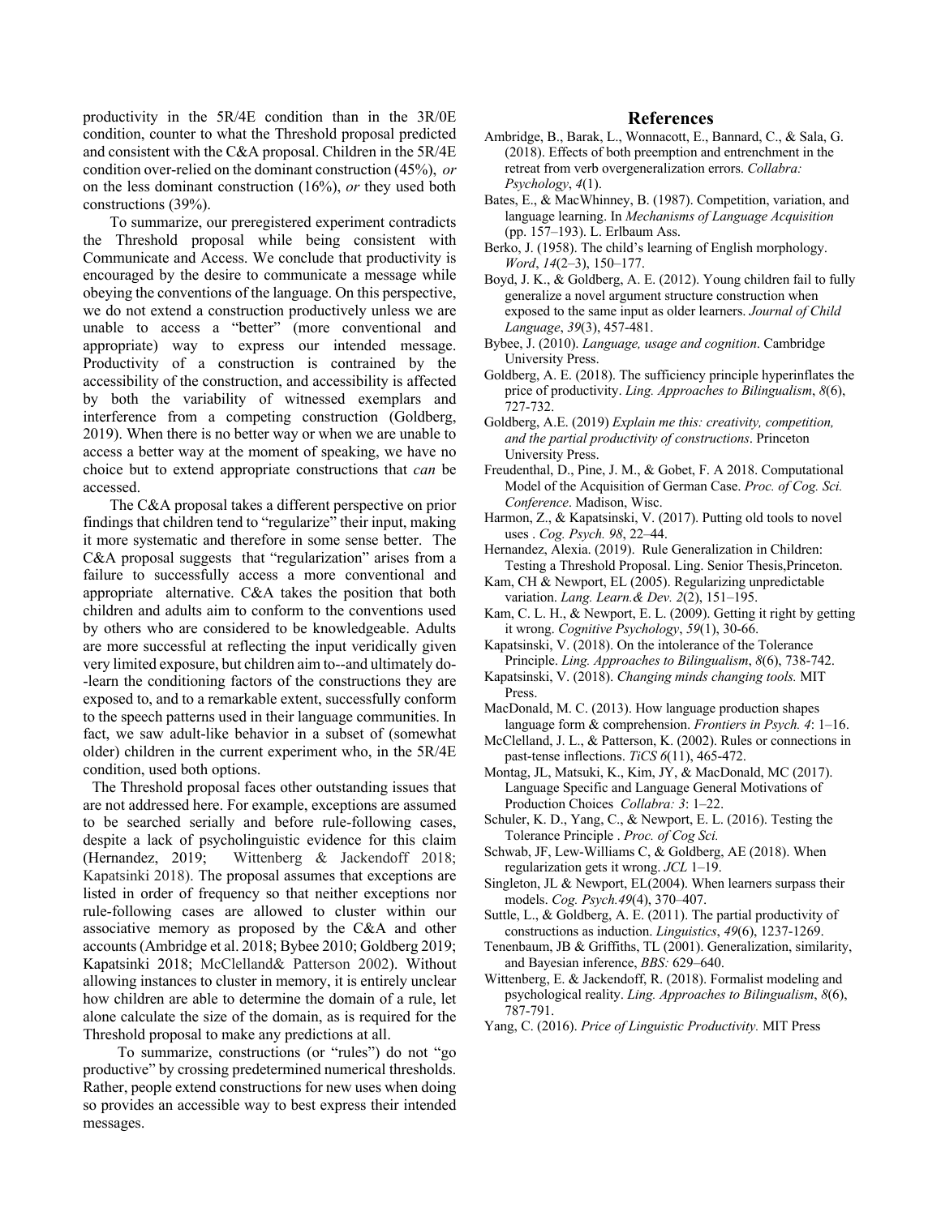productivity in the 5R/4E condition than in the 3R/0E condition, counter to what the Threshold proposal predicted and consistent with the C&A proposal. Children in the 5R/4E condition over-relied on the dominant construction (45%), *or* on the less dominant construction (16%), *or* they used both constructions (39%).

To summarize, our preregistered experiment contradicts the Threshold proposal while being consistent with Communicate and Access. We conclude that productivity is encouraged by the desire to communicate a message while obeying the conventions of the language. On this perspective, we do not extend a construction productively unless we are unable to access a "better" (more conventional and appropriate) way to express our intended message. Productivity of a construction is contrained by the accessibility of the construction, and accessibility is affected by both the variability of witnessed exemplars and interference from a competing construction (Goldberg, 2019). When there is no better way or when we are unable to access a better way at the moment of speaking, we have no choice but to extend appropriate constructions that *can* be accessed.

The C&A proposal takes a different perspective on prior findings that children tend to "regularize" their input, making it more systematic and therefore in some sense better. The C&A proposal suggests that "regularization" arises from a failure to successfully access a more conventional and appropriate alternative. C&A takes the position that both children and adults aim to conform to the conventions used by others who are considered to be knowledgeable. Adults are more successful at reflecting the input veridically given very limited exposure, but children aim to--and ultimately do--learn the conditioning factors of the constructions they are exposed to, and to a remarkable extent, successfully conform to the speech patterns used in their language communities. In fact, we saw adult-like behavior in a subset of (somewhat older) children in the current experiment who, in the 5R/4E condition, used both options.

The Threshold proposal faces other outstanding issues that are not addressed here. For example, exceptions are assumed to be searched serially and before rule-following cases, despite a lack of psycholinguistic evidence for this claim (Hernandez, 2019; Wittenberg & Jackendoff 2018; Kapatsinki 2018). The proposal assumes that exceptions are listed in order of frequency so that neither exceptions nor rule-following cases are allowed to cluster within our associative memory as proposed by the C&A and other accounts (Ambridge et al. 2018; Bybee 2010; Goldberg 2019; Kapatsinki 2018; McClelland& Patterson 2002). Without allowing instances to cluster in memory, it is entirely unclear how children are able to determine the domain of a rule, let alone calculate the size of the domain, as is required for the Threshold proposal to make any predictions at all.

To summarize, constructions (or "rules") do not "go productive" by crossing predetermined numerical thresholds. Rather, people extend constructions for new uses when doing so provides an accessible way to best express their intended messages.

# References

Ambridge, B., Barak, L., Wonnacott, E., Bannard, C., & Sala, G. (2018). Effects of both preemption and entrenchment in the retreat from verb overgeneralization errors. *Collabra: Psychology*, *4*(1).

Bates, E., & MacWhinney, B. (1987). Competition, variation, and language learning. In *Mechanisms of Language Acquisition* (pp. 157–193). L. Erlbaum Ass.

Berko, J. (1958). The child's learning of English morphology. *Word*, *14*(2–3), 150–177.

Boyd, J. K., & Goldberg, A. E. (2012). Young children fail to fully generalize a novel argument structure construction when exposed to the same input as older learners. *Journal of Child Language*, *39*(3), 457-481.

Bybee, J. (2010). *Language, usage and cognition*. Cambridge University Press.

Goldberg, A. E. (2018). The sufficiency principle hyperinflates the price of productivity. *Ling. Approaches to Bilingualism*, *8*(6), 727-732.

Goldberg, A.E. (2019) *Explain me this: creativity, competition, and the partial productivity of constructions*. Princeton University Press.

Freudenthal, D., Pine, J. M., & Gobet, F. A 2018. Computational Model of the Acquisition of German Case. *Proc. of Cog. Sci. Conference*. Madison, Wisc.

Harmon, Z., & Kapatsinski, V. (2017). Putting old tools to novel uses . *Cog. Psych. 98*, 22–44.

Hernandez, Alexia. (2019). Rule Generalization in Children: Testing a Threshold Proposal. Ling. Senior Thesis,Princeton.

Kam, CH & Newport, EL (2005). Regularizing unpredictable variation. *Lang. Learn.& Dev. 2*(2), 151–195.

Kam, C. L. H., & Newport, E. L. (2009). Getting it right by getting it wrong. *Cognitive Psychology*, *59*(1), 30-66.

Kapatsinski, V. (2018). On the intolerance of the Tolerance Principle. *Ling. Approaches to Bilingualism*, *8*(6), 738-742.

Kapatsinski, V. (2018). *Changing minds changing tools.* MIT Press.

MacDonald, M. C. (2013). How language production shapes language form & comprehension. *Frontiers in Psych. 4*: 1–16.

McClelland, J. L., & Patterson, K. (2002). Rules or connections in past-tense inflections. *TiCS 6*(11), 465-472.

Montag, JL, Matsuki, K., Kim, JY, & MacDonald, MC (2017). Language Specific and Language General Motivations of Production Choices *Collabra: 3*: 1–22.

Schuler, K. D., Yang, C., & Newport, E. L. (2016). Testing the Tolerance Principle . *Proc. of Cog Sci.*

Schwab, JF, Lew-Williams C, & Goldberg, AE (2018). When regularization gets it wrong. *JCL* 1–19.

Singleton, JL & Newport, EL(2004). When learners surpass their models. *Cog. Psych.49*(4), 370–407.

Suttle, L., & Goldberg, A. E. (2011). The partial productivity of constructions as induction. *Linguistics*, *49*(6), 1237-1269.

Tenenbaum, JB & Griffiths, TL (2001). Generalization, similarity, and Bayesian inference, *BBS:* 629–640.

Wittenberg, E. & Jackendoff, R. (2018). Formalist modeling and psychological reality. *Ling. Approaches to Bilingualism*, *8*(6), 787-791.

Yang, C. (2016). *Price of Linguistic Productivity.* MIT Press